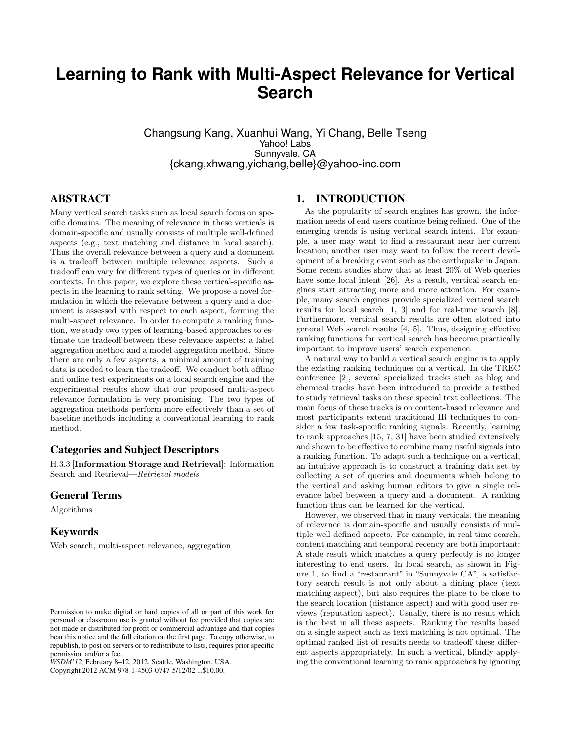# Learning to Rank with Multi-Aspect Relevance for Vertical Search

Changsung Kang, Xuanhui Wang, Yi Chang, Belle Tseng
Yahoo! Labs
Sunnyvale, CA
{ckang,xhwang,yichang,belle}@yahoo-inc.com

## ABSTRACT

Many vertical search tasks such as local search focus on specific domains. The meaning of relevance in these verticals is domain-specific and usually consists of multiple well-defined aspects (e.g., text matching and distance in local search). Thus the overall relevance between a query and a document is a tradeoff between multiple relevance aspects. Such a tradeoff can vary for different types of queries or in different contexts. In this paper, we explore these vertical-specific aspects in the learning to rank setting. We propose a novel formulation in which the relevance between a query and a document is assessed with respect to each aspect, forming the multi-aspect relevance. In order to compute a ranking function, we study two types of learning-based approaches to estimate the tradeoff between these relevance aspects: a label aggregation method and a model aggregation method. Since there are only a few aspects, a minimal amount of training data is needed to learn the tradeoff. We conduct both offline and online test experiments on a local search engine and the experimental results show that our proposed multi-aspect relevance formulation is very promising. The two types of aggregation methods perform more effectively than a set of baseline methods including a conventional learning to rank method.

### Categories and Subject Descriptors

H.3.3 [**Information Storage and Retrieval**]: Information Search and Retrieval—*Retrieval models*

### General Terms

Algorithms

### Keywords

Web search, multi-aspect relevance, aggregation

Permission to make digital or hard copies of all or part of this work for personal or classroom use is granted without fee provided that copies are not made or distributed for profit or commercial advantage and that copies bear this notice and the full citation on the first page. To copy otherwise, to republish, to post on servers or to redistribute to lists, requires prior specific permission and/or a fee.
*WSDM'12,* February 8–12, 2012, Seattle, Washington, USA.
Copyright 2012 ACM 978-1-4503-0747-5/12/02 ...$10.00.

## 1. INTRODUCTION

As the popularity of search engines has grown, the information needs of end users continue being refined. One of the emerging trends is using vertical search intent. For example, a user may want to find a restaurant near her current location; another user may want to follow the recent development of a breaking event such as the earthquake in Japan. Some recent studies show that at least 20% of Web queries have some local intent [26]. As a result, vertical search engines start attracting more and more attention. For example, many search engines provide specialized vertical search results for local search [1, 3] and for real-time search [8]. Furthermore, vertical search results are often slotted into general Web search results [4, 5]. Thus, designing effective ranking functions for vertical search has become practically important to improve users' search experience.

A natural way to build a vertical search engine is to apply the existing ranking techniques on a vertical. In the TREC conference [2], several specialized tracks such as blog and chemical tracks have been introduced to provide a testbed to study retrieval tasks on these special text collections. The main focus of these tracks is on content-based relevance and most participants extend traditional IR techniques to consider a few task-specific ranking signals. Recently, learning to rank approaches [15, 7, 31] have been studied extensively and shown to be effective to combine many useful signals into a ranking function. To adapt such a technique on a vertical, an intuitive approach is to construct a training data set by collecting a set of queries and documents which belong to the vertical and asking human editors to give a single relevance label between a query and a document. A ranking function thus can be learned for the vertical.

However, we observed that in many verticals, the meaning of relevance is domain-specific and usually consists of multiple well-defined aspects. For example, in real-time search, content matching and temporal recency are both important: A stale result which matches a query perfectly is no longer interesting to end users. In local search, as shown in Figure 1, to find a "restaurant" in "Sunnyvale CA", a satisfactory search result is not only about a dining place (text matching aspect), but also requires the place to be close to the search location (distance aspect) and with good user reviews (reputation aspect). Usually, there is no result which is the best in all these aspects. Ranking the results based on a single aspect such as text matching is not optimal. The optimal ranked list of results needs to tradeoff these different aspects appropriately. In such a vertical, blindly applying the conventional learning to rank approaches by ignoring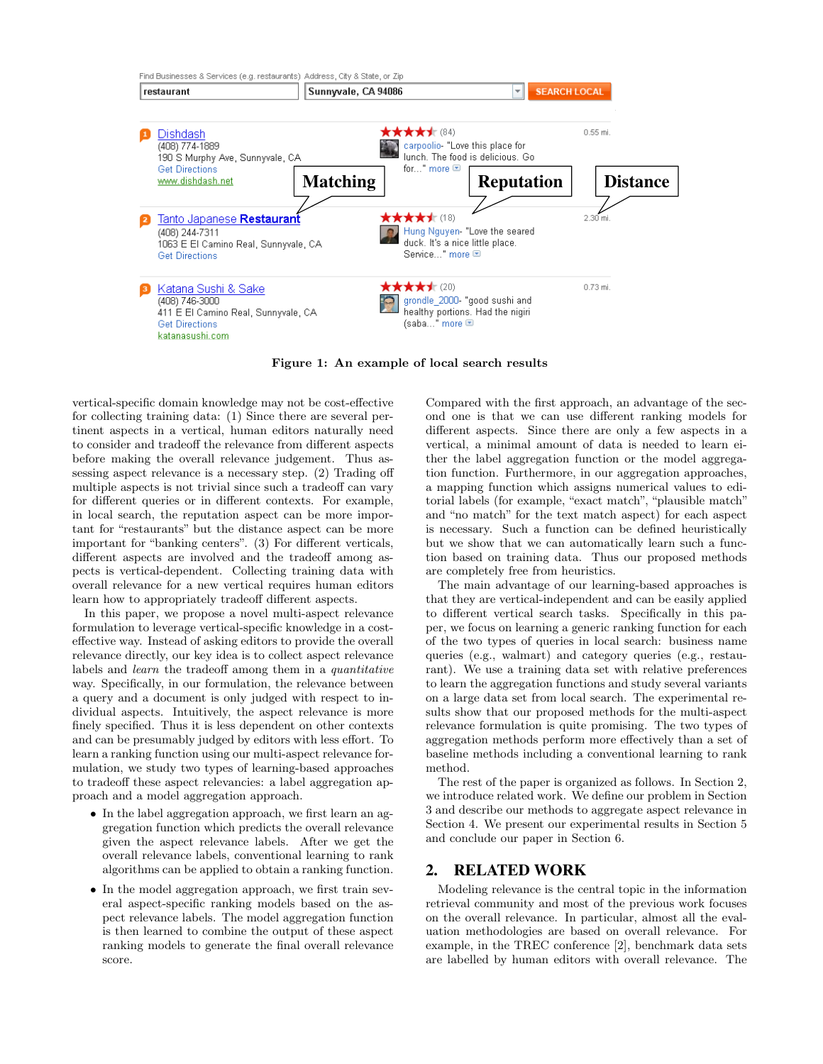Figure 1: An example of local search results

vertical-specific domain knowledge may not be cost-effective for collecting training data: (1) Since there are several pertinent aspects in a vertical, human editors naturally need to consider and tradeoff the relevance from different aspects before making the overall relevance judgement. Thus assessing aspect relevance is a necessary step. (2) Trading off multiple aspects is not trivial since such a tradeoff can vary for different queries or in different contexts. For example, in local search, the reputation aspect can be more important for "restaurants" but the distance aspect can be more important for "banking centers". (3) For different verticals, different aspects are involved and the tradeoff among aspects is vertical-dependent. Collecting training data with overall relevance for a new vertical requires human editors learn how to appropriately tradeoff different aspects.

In this paper, we propose a novel multi-aspect relevance formulation to leverage vertical-specific knowledge in a cost-effective way. Instead of asking editors to provide the overall relevance directly, our key idea is to collect aspect relevance labels and *learn* the tradeoff among them in a *quantitative* way. Specifically, in our formulation, the relevance between a query and a document is only judged with respect to individual aspects. Intuitively, the aspect relevance is more finely specified. Thus it is less dependent on other contexts and can be presumably judged by editors with less effort. To learn a ranking function using our multi-aspect relevance formulation, we study two types of learning-based approaches to tradeoff these aspect relevancies: a label aggregation approach and a model aggregation approach.

- In the label aggregation approach, we first learn an aggregation function which predicts the overall relevance given the aspect relevance labels. After we get the overall relevance labels, conventional learning to rank algorithms can be applied to obtain a ranking function.
- In the model aggregation approach, we first train several aspect-specific ranking models based on the aspect relevance labels. The model aggregation function is then learned to combine the output of these aspect ranking models to generate the final overall relevance score.

Compared with the first approach, an advantage of the second one is that we can use different ranking models for different aspects. Since there are only a few aspects in a vertical, a minimal amount of data is needed to learn either the label aggregation function or the model aggregation function. Furthermore, in our aggregation approaches, a mapping function which assigns numerical values to editorial labels (for example, "exact match", "plausible match" and "no match" for the text match aspect) for each aspect is necessary. Such a function can be defined heuristically but we show that we can automatically learn such a function based on training data. Thus our proposed methods are completely free from heuristics.

The main advantage of our learning-based approaches is that they are vertical-independent and can be easily applied to different vertical search tasks. Specifically in this paper, we focus on learning a generic ranking function for each of the two types of queries in local search: business name queries (e.g., walmart) and category queries (e.g., restaurant). We use a training data set with relative preferences to learn the aggregation functions and study several variants on a large data set from local search. The experimental results show that our proposed methods for the multi-aspect relevance formulation is quite promising. The two types of aggregation methods perform more effectively than a set of baseline methods including a conventional learning to rank method.

The rest of the paper is organized as follows. In Section 2, we introduce related work. We define our problem in Section 3 and describe our methods to aggregate aspect relevance in Section 4. We present our experimental results in Section 5 and conclude our paper in Section 6.

## 2. RELATED WORK

Modeling relevance is the central topic in the information retrieval community and most of the previous work focuses on the overall relevance. In particular, almost all the evaluation methodologies are based on overall relevance. For example, in the TREC conference [2], benchmark data sets are labelled by human editors with overall relevance. The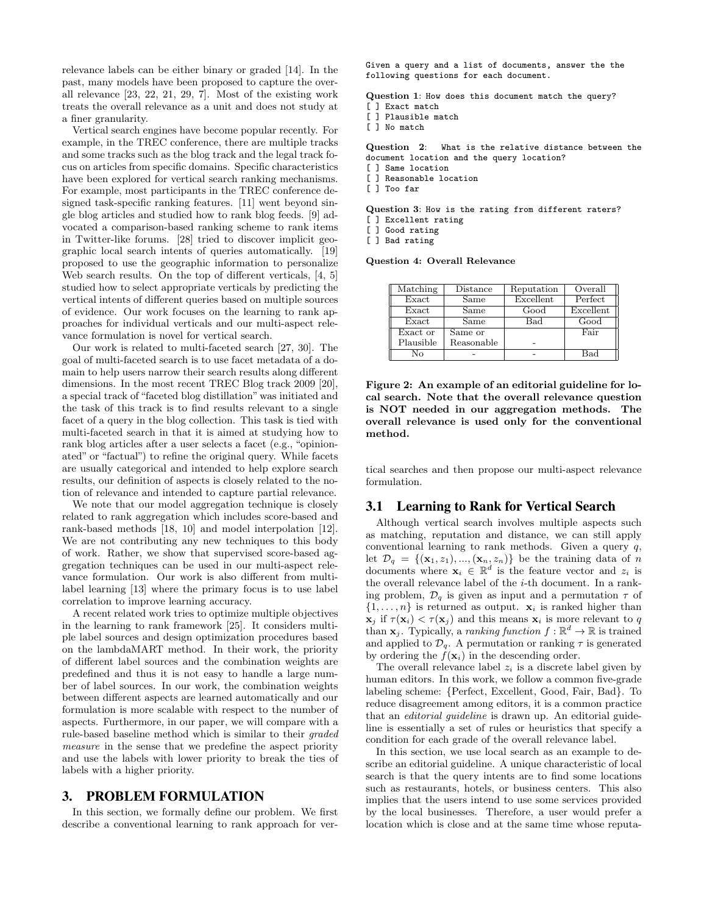relevance labels can be either binary or graded [14]. In the past, many models have been proposed to capture the overall relevance [23, 22, 21, 29, 7]. Most of the existing work treats the overall relevance as a unit and does not study at a finer granularity.

Vertical search engines have become popular recently. For example, in the TREC conference, there are multiple tracks and some tracks such as the blog track and the legal track focus on articles from specific domains. Specific characteristics have been explored for vertical search ranking mechanisms. For example, most participants in the TREC conference designed task-specific ranking features. [11] went beyond single blog articles and studied how to rank blog feeds. [9] advocated a comparison-based ranking scheme to rank items in Twitter-like forums. [28] tried to discover implicit geographic local search intents of queries automatically. [19] proposed to use the geographic information to personalize Web search results. On the top of different verticals, [4, 5] studied how to select appropriate verticals by predicting the vertical intents of different queries based on multiple sources of evidence. Our work focuses on the learning to rank approaches for individual verticals and our multi-aspect relevance formulation is novel for vertical search.

Our work is related to multi-faceted search [27, 30]. The goal of multi-faceted search is to use facet metadata of a domain to help users narrow their search results along different dimensions. In the most recent TREC Blog track 2009 [20], a special track of "faceted blog distillation" was initiated and the task of this track is to find results relevant to a single facet of a query in the blog collection. This task is tied with multi-faceted search in that it is aimed at studying how to rank blog articles after a user selects a facet (e.g., "opinionated" or "factual") to refine the original query. While facets are usually categorical and intended to help explore search results, our definition of aspects is closely related to the notion of relevance and intended to capture partial relevance.

We note that our model aggregation technique is closely related to rank aggregation which includes score-based and rank-based methods [18, 10] and model interpolation [12]. We are not contributing any new techniques to this body of work. Rather, we show that supervised score-based aggregation techniques can be used in our multi-aspect relevance formulation. Our work is also different from multi-label learning [13] where the primary focus is to use label correlation to improve learning accuracy.

A recent related work tries to optimize multiple objectives in the learning to rank framework [25]. It considers multiple label sources and design optimization procedures based on the lambdaMART method. In their work, the priority of different label sources and the combination weights are predefined and thus it is not easy to handle a large number of label sources. In our work, the combination weights between different aspects are learned automatically and our formulation is more scalable with respect to the number of aspects. Furthermore, in our paper, we will compare with a rule-based baseline method which is similar to their *graded measure* in the sense that we predefine the aspect priority and use the labels with lower priority to break the ties of labels with a higher priority.

# 3. PROBLEM FORMULATION

In this section, we formally define our problem. We first describe a conventional learning to rank approach for vertical searches and then propose our multi-aspect relevance formulation.

```
Given a query and a list of documents, answer the the
following questions for each document.

Question 1: How does this document match the query?
[ ] Exact match
[ ] Plausible match
[ ] No match

Question 2: What is the relative distance between the
document location and the query location?
[ ] Same location
[ ] Reasonable location
[ ] Too far

Question 3: How is the rating from different raters?
[ ] Excellent rating
[ ] Good rating
[ ] Bad rating
```

**Question 4: Overall Relevance**

| Matching | Distance | Reputation | Overall |
|---|---|---|---|
| Exact | Same | Excellent | Perfect |
| Exact | Same | Good | Excellent |
| Exact | Same | Bad | Good |
| Exact or Plausible | Same or Reasonable | - | Fair |
| No | - | - | Bad |

**Figure 2: An example of an editorial guideline for local search. Note that the overall relevance question is NOT needed in our aggregation methods. The overall relevance is used only for the conventional method.**

## 3.1 Learning to Rank for Vertical Search

Although vertical search involves multiple aspects such as matching, reputation and distance, we can still apply conventional learning to rank methods. Given a query $q$, let $\mathcal{D}_q = \{(\mathbf{x}_1, z_1), ..., (\mathbf{x}_n, z_n)\}$ be the training data of $n$ documents where $\mathbf{x}_i \in \mathbb{R}^d$ is the feature vector and $z_i$ is the overall relevance label of the $i$-th document. In a ranking problem, $\mathcal{D}_q$ is given as input and a permutation $\tau$ of $\{1, \ldots, n\}$ is returned as output. $\mathbf{x}_i$ is ranked higher than $\mathbf{x}_j$ if $\tau(\mathbf{x}_i) < \tau(\mathbf{x}_j)$ and this means $\mathbf{x}_i$ is more relevant to $q$ than $\mathbf{x}_j$. Typically, a *ranking function* $f : \mathbb{R}^d \to \mathbb{R}$ is trained and applied to $\mathcal{D}_q$. A permutation or ranking $\tau$ is generated by ordering the $f(\mathbf{x}_i)$ in the descending order.

The overall relevance label $z_i$ is a discrete label given by human editors. In this work, we follow a common five-grade labeling scheme: {Perfect, Excellent, Good, Fair, Bad}. To reduce disagreement among editors, it is a common practice that an *editorial guideline* is drawn up. An editorial guideline is essentially a set of rules or heuristics that specify a condition for each grade of the overall relevance label.

In this section, we use local search as an example to describe an editorial guideline. A unique characteristic of local search is that the query intents are to find some locations such as restaurants, hotels, or business centers. This also implies that the users intend to use some services provided by the local businesses. Therefore, a user would prefer a location which is close and at the same time whose reputa-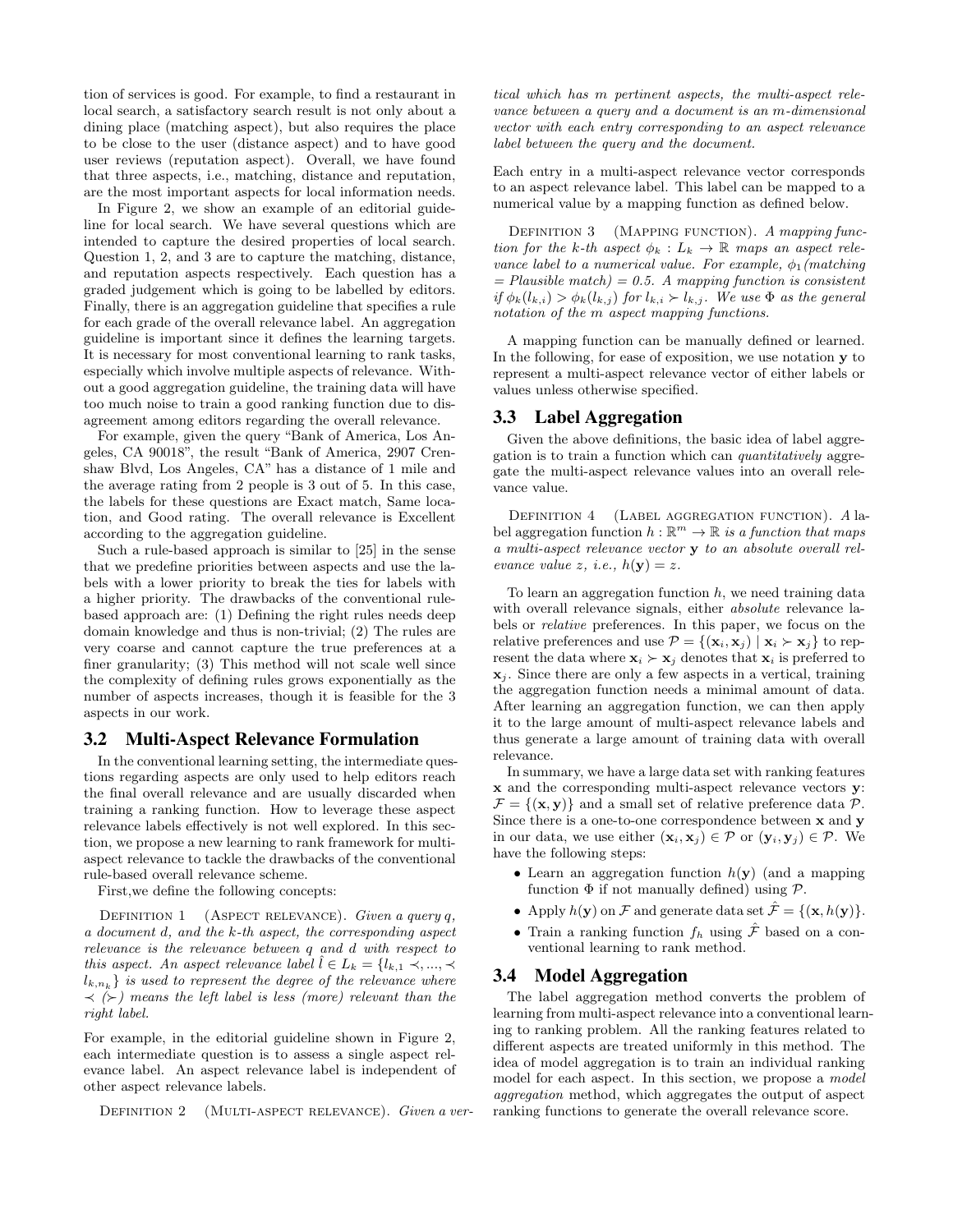tion of services is good. For example, to find a restaurant in local search, a satisfactory search result is not only about a dining place (matching aspect), but also requires the place to be close to the user (distance aspect) and to have good user reviews (reputation aspect). Overall, we have found that three aspects, i.e., matching, distance and reputation, are the most important aspects for local information needs.

In Figure 2, we show an example of an editorial guideline for local search. We have several questions which are intended to capture the desired properties of local search. Question 1, 2, and 3 are to capture the matching, distance, and reputation aspects respectively. Each question has a graded judgement which is going to be labelled by editors. Finally, there is an aggregation guideline that specifies a rule for each grade of the overall relevance label. An aggregation guideline is important since it defines the learning targets. It is necessary for most conventional learning to rank tasks, especially which involve multiple aspects of relevance. Without a good aggregation guideline, the training data will have too much noise to train a good ranking function due to disagreement among editors regarding the overall relevance.

For example, given the query "Bank of America, Los Angeles, CA 90018", the result "Bank of America, 2907 Crenshaw Blvd, Los Angeles, CA" has a distance of 1 mile and the average rating from 2 people is 3 out of 5. In this case, the labels for these questions are Exact match, Same location, and Good rating. The overall relevance is Excellent according to the aggregation guideline.

Such a rule-based approach is similar to [25] in the sense that we predefine priorities between aspects and use the labels with a lower priority to break the ties for labels with a higher priority. The drawbacks of the conventional rule-based approach are: (1) Defining the right rules needs deep domain knowledge and thus is non-trivial; (2) The rules are very coarse and cannot capture the true preferences at a finer granularity; (3) This method will not scale well since the complexity of defining rules grows exponentially as the number of aspects increases, though it is feasible for the 3 aspects in our work.

## 3.2 Multi-Aspect Relevance Formulation

In the conventional learning setting, the intermediate questions regarding aspects are only used to help editors reach the final overall relevance and are usually discarded when training a ranking function. How to leverage these aspect relevance labels effectively is not well explored. In this section, we propose a new learning to rank framework for multi-aspect relevance to tackle the drawbacks of the conventional rule-based overall relevance scheme.

First,we define the following concepts:

Definition 1 (Aspect relevance). *Given a query $q$, a document $d$, and the $k$-th aspect, the corresponding aspect relevance is the relevance between $q$ and $d$ with respect to this aspect. An aspect relevance label $\hat{l} \in L_k = \{l_{k,1} \prec, ..., \prec l_{k,n_k}\}$ is used to represent the degree of the relevance where $\prec$ ($\succ$) means the left label is less (more) relevant than the right label.*

For example, in the editorial guideline shown in Figure 2, each intermediate question is to assess a single aspect relevance label. An aspect relevance label is independent of other aspect relevance labels.

Definition 2 (Multi-aspect relevance). *Given a vertical which has $m$ pertinent aspects, the multi-aspect relevance between a query and a document is an $m$-dimensional vector with each entry corresponding to an aspect relevance label between the query and the document.*

Each entry in a multi-aspect relevance vector corresponds to an aspect relevance label. This label can be mapped to a numerical value by a mapping function as defined below.

Definition 3 (Mapping function). *A mapping function for the $k$-th aspect $\phi_k : L_k \rightarrow \mathbb{R}$ maps an aspect relevance label to a numerical value. For example, $\phi_1$(matching = Plausible match) = 0.5. A mapping function is consistent if $\phi_k(l_{k,i}) > \phi_k(l_{k,j})$ for $l_{k,i} \succ l_{k,j}$. We use $\Phi$ as the general notation of the $m$ aspect mapping functions.*

A mapping function can be manually defined or learned. In the following, for ease of exposition, we use notation $\mathbf{y}$ to represent a multi-aspect relevance vector of either labels or values unless otherwise specified.

## 3.3 Label Aggregation

Given the above definitions, the basic idea of label aggregation is to train a function which can *quantitatively* aggregate the multi-aspect relevance values into an overall relevance value.

Definition 4 (Label aggregation function). *A label aggregation function $h : \mathbb{R}^m \rightarrow \mathbb{R}$ is a function that maps a multi-aspect relevance vector $\mathbf{y}$ to an absolute overall relevance value $z$, i.e., $h(\mathbf{y}) = z$.*

To learn an aggregation function $h$, we need training data with overall relevance signals, either *absolute* relevance labels or *relative* preferences. In this paper, we focus on the relative preferences and use $\mathcal{P} = \{(\mathbf{x}_i, \mathbf{x}_j) \mid \mathbf{x}_i \succ \mathbf{x}_j\}$ to represent the data where $\mathbf{x}_i \succ \mathbf{x}_j$ denotes that $\mathbf{x}_i$ is preferred to $\mathbf{x}_j$. Since there are only a few aspects in a vertical, training the aggregation function needs a minimal amount of data. After learning an aggregation function, we can then apply it to the large amount of multi-aspect relevance labels and thus generate a large amount of training data with overall relevance.

In summary, we have a large data set with ranking features $\mathbf{x}$ and the corresponding multi-aspect relevance vectors $\mathbf{y}$: $\mathcal{F} = \{(\mathbf{x}, \mathbf{y})\}$ and a small set of relative preference data $\mathcal{P}$. Since there is a one-to-one correspondence between $\mathbf{x}$ and $\mathbf{y}$ in our data, we use either $(\mathbf{x}_i, \mathbf{x}_j) \in \mathcal{P}$ or $(\mathbf{y}_i, \mathbf{y}_j) \in \mathcal{P}$. We have the following steps:

- Learn an aggregation function $h(\mathbf{y})$ (and a mapping function $\Phi$ if not manually defined) using $\mathcal{P}$.
- Apply $h(\mathbf{y})$ on $\mathcal{F}$ and generate data set $\hat{\mathcal{F}} = \{(\mathbf{x}, h(\mathbf{y})\}$.
- Train a ranking function $f_h$ using $\hat{\mathcal{F}}$ based on a conventional learning to rank method.

## 3.4 Model Aggregation

The label aggregation method converts the problem of learning from multi-aspect relevance into a conventional learning to ranking problem. All the ranking features related to different aspects are treated uniformly in this method. The idea of model aggregation is to train an individual ranking model for each aspect. In this section, we propose a *model aggregation* method, which aggregates the output of aspect ranking functions to generate the overall relevance score.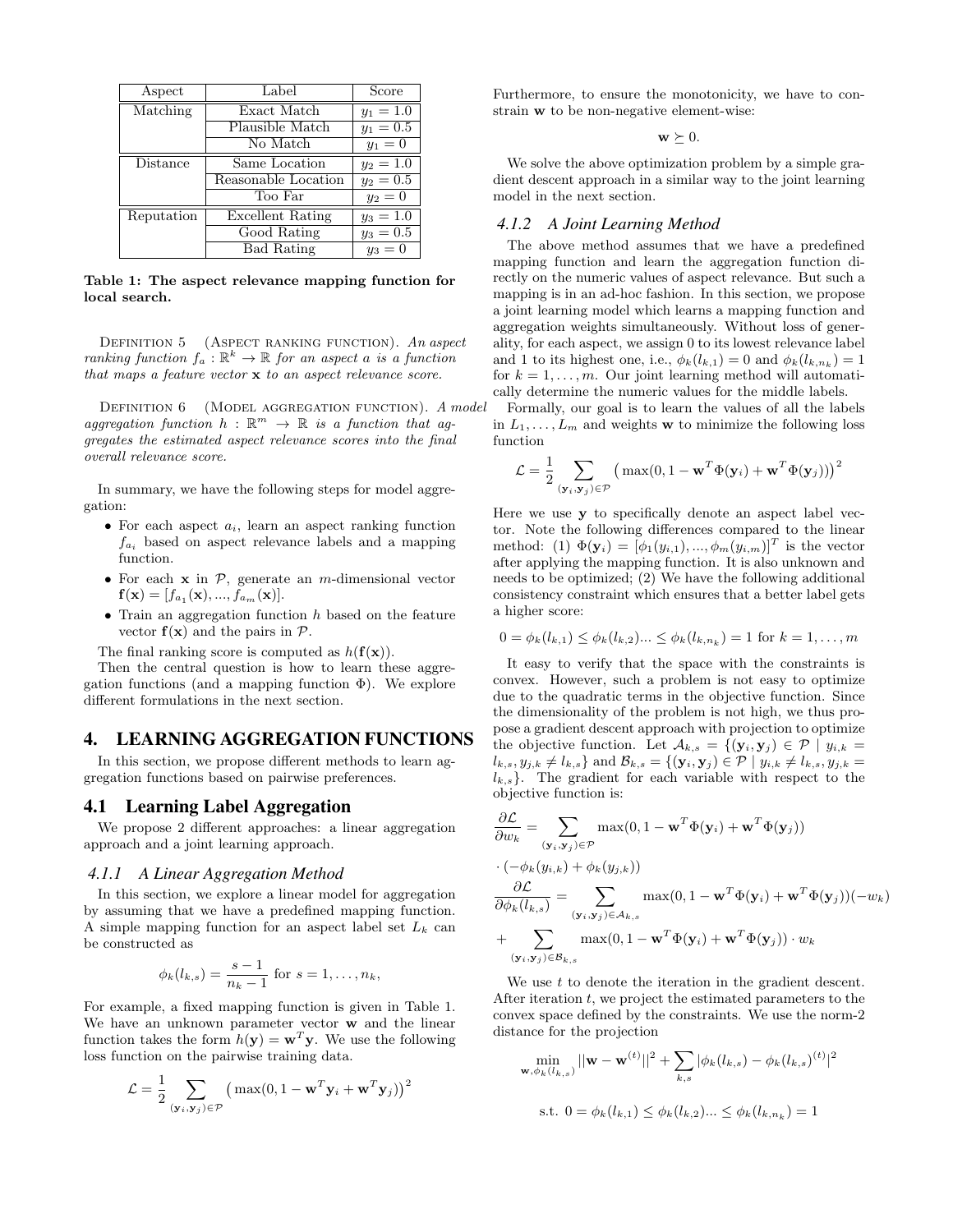| Aspect | Label | Score |
|---|---|---|
| Matching | Exact Match | $y_1 = 1.0$ |
| | Plausible Match | $y_1 = 0.5$ |
| | No Match | $y_1 = 0$ |
| Distance | Same Location | $y_2 = 1.0$ |
| | Reasonable Location | $y_2 = 0.5$ |
| | Too Far | $y_2 = 0$ |
| Reputation | Excellent Rating | $y_3 = 1.0$ |
| | Good Rating | $y_3 = 0.5$ |
| | Bad Rating | $y_3 = 0$ |

**Table 1: The aspect relevance mapping function for local search.**

Definition 5 (Aspect ranking function). *An aspect ranking function $f_a : \mathbb{R}^k \to \mathbb{R}$ for an aspect $a$ is a function that maps a feature vector $\mathbf{x}$ to an aspect relevance score.*

Definition 6 (Model aggregation function). *A model aggregation function $h : \mathbb{R}^m \to \mathbb{R}$ is a function that aggregates the estimated aspect relevance scores into the final overall relevance score.*

In summary, we have the following steps for model aggregation:

- For each aspect $a_i$, learn an aspect ranking function $f_{a_i}$ based on aspect relevance labels and a mapping function.
- For each $\mathbf{x}$ in $\mathcal{P}$, generate an $m$-dimensional vector $\mathbf{f}(\mathbf{x}) = [f_{a_1}(\mathbf{x}), ..., f_{a_m}(\mathbf{x})]$.
- Train an aggregation function $h$ based on the feature vector $\mathbf{f}(\mathbf{x})$ and the pairs in $\mathcal{P}$.

The final ranking score is computed as $h(\mathbf{f}(\mathbf{x}))$.

Then the central question is how to learn these aggregation functions (and a mapping function $\Phi$). We explore different formulations in the next section.

# 4. LEARNING AGGREGATION FUNCTIONS

In this section, we propose different methods to learn aggregation functions based on pairwise preferences.

## 4.1 Learning Label Aggregation

We propose 2 different approaches: a linear aggregation approach and a joint learning approach.

### 4.1.1 A Linear Aggregation Method

In this section, we explore a linear model for aggregation by assuming that we have a predefined mapping function. A simple mapping function for an aspect label set $L_k$ can be constructed as

$$\phi_k(l_{k,s}) = \frac{s-1}{n_k - 1} \text{ for } s = 1, \ldots, n_k,$$

For example, a fixed mapping function is given in Table 1. We have an unknown parameter vector $\mathbf{w}$ and the linear function takes the form $h(\mathbf{y}) = \mathbf{w}^T\mathbf{y}$. We use the following loss function on the pairwise training data.

$$\mathcal{L} = \frac{1}{2} \sum_{(\mathbf{y}_i, \mathbf{y}_j) \in \mathcal{P}} \left( \max(0, 1 - \mathbf{w}^T\mathbf{y}_i + \mathbf{w}^T\mathbf{y}_j) \right)^2$$

Furthermore, to ensure the monotonicity, we have to constrain $\mathbf{w}$ to be non-negative element-wise:

$$\mathbf{w} \succeq 0.$$

We solve the above optimization problem by a simple gradient descent approach in a similar way to the joint learning model in the next section.

### 4.1.2 A Joint Learning Method

The above method assumes that we have a predefined mapping function and learn the aggregation function directly on the numeric values of aspect relevance. But such a mapping is in an ad-hoc fashion. In this section, we propose a joint learning model which learns a mapping function and aggregation weights simultaneously. Without loss of generality, for each aspect, we assign 0 to its lowest relevance label and 1 to its highest one, i.e., $\phi_k(l_{k,1}) = 0$ and $\phi_k(l_{k,n_k}) = 1$ for $k = 1, \ldots, m$. Our joint learning method will automatically determine the numeric values for the middle labels.

Formally, our goal is to learn the values of all the labels in $L_1, \ldots, L_m$ and weights $\mathbf{w}$ to minimize the following loss function

$$\mathcal{L} = \frac{1}{2} \sum_{(\mathbf{y}_i, \mathbf{y}_j) \in \mathcal{P}} \left( \max(0, 1 - \mathbf{w}^T\Phi(\mathbf{y}_i) + \mathbf{w}^T\Phi(\mathbf{y}_j)) \right)^2$$

Here we use $\mathbf{y}$ to specifically denote an aspect label vector. Note the following differences compared to the linear method: (1) $\Phi(\mathbf{y}_i) = [\phi_1(y_{i,1}), ..., \phi_m(y_{i,m})]^T$ is the vector after applying the mapping function. It is also unknown and needs to be optimized; (2) We have the following additional consistency constraint which ensures that a better label gets a higher score:

$$0 = \phi_k(l_{k,1}) \leq \phi_k(l_{k,2}) ... \leq \phi_k(l_{k,n_k}) = 1 \text{ for } k = 1, \ldots, m$$

It easy to verify that the space with the constraints is convex. However, such a problem is not easy to optimize due to the quadratic terms in the objective function. Since the dimensionality of the problem is not high, we thus propose a gradient descent approach with projection to optimize the objective function. Let $\mathcal{A}_{k,s} = \{(\mathbf{y}_i, \mathbf{y}_j) \in \mathcal{P} \mid y_{i,k} = l_{k,s}, y_{j,k} \neq l_{k,s}\}$ and $\mathcal{B}_{k,s} = \{(\mathbf{y}_i, \mathbf{y}_j) \in \mathcal{P} \mid y_{i,k} \neq l_{k,s}, y_{j,k} = l_{k,s}\}$. The gradient for each variable with respect to the objective function is:

$$\frac{\partial \mathcal{L}}{\partial w_k} = \sum_{(\mathbf{y}_i, \mathbf{y}_j) \in \mathcal{P}} \max(0, 1 - \mathbf{w}^T\Phi(\mathbf{y}_i) + \mathbf{w}^T\Phi(\mathbf{y}_j)) \cdot (-\phi_k(y_{i,k}) + \phi_k(y_{j,k}))$$

$$\frac{\partial \mathcal{L}}{\partial \phi_k(l_{k,s})} = \sum_{(\mathbf{y}_i, \mathbf{y}_j) \in \mathcal{A}_{k,s}} \max(0, 1 - \mathbf{w}^T\Phi(\mathbf{y}_i) + \mathbf{w}^T\Phi(\mathbf{y}_j))(-w_k) + \sum_{(\mathbf{y}_i, \mathbf{y}_j) \in \mathcal{B}_{k,s}} \max(0, 1 - \mathbf{w}^T\Phi(\mathbf{y}_i) + \mathbf{w}^T\Phi(\mathbf{y}_j)) \cdot w_k$$

We use $t$ to denote the iteration in the gradient descent. After iteration $t$, we project the estimated parameters to the convex space defined by the constraints. We use the norm-2 distance for the projection

$$\min_{\mathbf{w}, \phi_k(l_{k,s})} ||\mathbf{w} - \mathbf{w}^{(t)}||^2 + \sum_{k,s} |\phi_k(l_{k,s}) - \phi_k(l_{k,s})^{(t)}|^2$$

$$\text{s.t. } 0 = \phi_k(l_{k,1}) \leq \phi_k(l_{k,2}) ... \leq \phi_k(l_{k,n_k}) = 1$$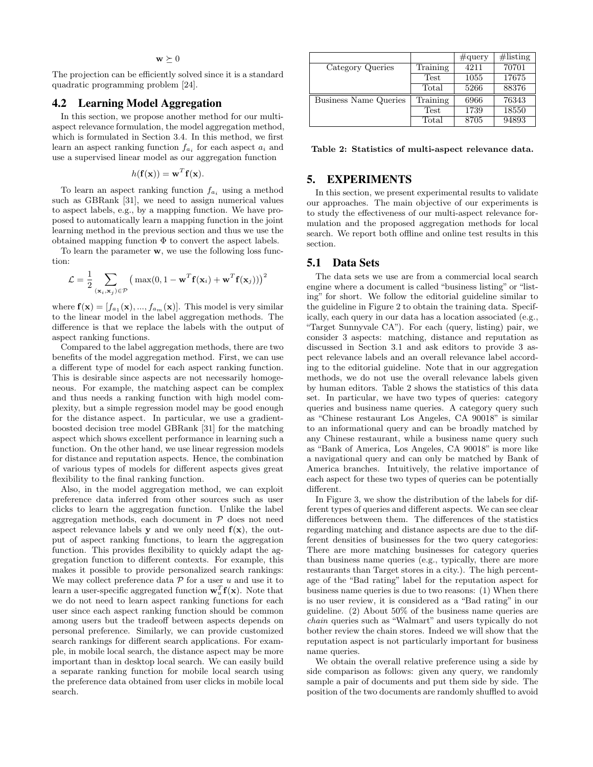$$\mathbf{w} \succeq 0$$

The projection can be efficiently solved since it is a standard quadratic programming problem [24].

## 4.2 Learning Model Aggregation

In this section, we propose another method for our multi-aspect relevance formulation, the model aggregation method, which is formulated in Section 3.4. In this method, we first learn an aspect ranking function $f_{a_i}$ for each aspect $a_i$ and use a supervised linear model as our aggregation function

$$h(\mathbf{f}(\mathbf{x})) = \mathbf{w}^T \mathbf{f}(\mathbf{x}).$$

To learn an aspect ranking function $f_{a_i}$ using a method such as GBRank [31], we need to assign numerical values to aspect labels, e.g., by a mapping function. We have proposed to automatically learn a mapping function in the joint learning method in the previous section and thus we use the obtained mapping function $\Phi$ to convert the aspect labels.

To learn the parameter $\mathbf{w}$, we use the following loss function:

$$\mathcal{L} = \frac{1}{2} \sum_{(\mathbf{x}_i, \mathbf{x}_j) \in \mathcal{P}} \big(\max(0, 1 - \mathbf{w}^T \mathbf{f}(\mathbf{x}_i) + \mathbf{w}^T \mathbf{f}(\mathbf{x}_j))\big)^2$$

where $\mathbf{f}(\mathbf{x}) = [f_{a_1}(\mathbf{x}), ..., f_{a_m}(\mathbf{x})]$. This model is very similar to the linear model in the label aggregation methods. The difference is that we replace the labels with the output of aspect ranking functions.

Compared to the label aggregation methods, there are two benefits of the model aggregation method. First, we can use a different type of model for each aspect ranking function. This is desirable since aspects are not necessarily homogeneous. For example, the matching aspect can be complex and thus needs a ranking function with high model complexity, but a simple regression model may be good enough for the distance aspect. In particular, we use a gradient-boosted decision tree model GBRank [31] for the matching aspect which shows excellent performance in learning such a function. On the other hand, we use linear regression models for distance and reputation aspects. Hence, the combination of various types of models for different aspects gives great flexibility to the final ranking function.

Also, in the model aggregation method, we can exploit preference data inferred from other sources such as user clicks to learn the aggregation function. Unlike the label aggregation methods, each document in $\mathcal{P}$ does not need aspect relevance labels $\mathbf{y}$ and we only need $\mathbf{f}(\mathbf{x})$, the output of aspect ranking functions, to learn the aggregation function. This provides flexibility to quickly adapt the aggregation function to different contexts. For example, this makes it possible to provide personalized search rankings: We may collect preference data $\mathcal{P}$ for a user $u$ and use it to learn a user-specific aggregated function $\mathbf{w}_u^T \mathbf{f}(\mathbf{x})$. Note that we do not need to learn aspect ranking functions for each user since each aspect ranking function should be common among users but the tradeoff between aspects depends on personal preference. Similarly, we can provide customized search rankings for different search applications. For example, in mobile local search, the distance aspect may be more important than in desktop local search. We can easily build a separate ranking function for mobile local search using the preference data obtained from user clicks in mobile local search.

| | | #query | #listing |
|---|---|---|---|
| Category Queries | Training | 4211 | 70701 |
| | Test | 1055 | 17675 |
| | Total | 5266 | 88376 |
| Business Name Queries | Training | 6966 | 76343 |
| | Test | 1739 | 18550 |
| | Total | 8705 | 94893 |

**Table 2: Statistics of multi-aspect relevance data.**

# 5. EXPERIMENTS

In this section, we present experimental results to validate our approaches. The main objective of our experiments is to study the effectiveness of our multi-aspect relevance formulation and the proposed aggregation methods for local search. We report both offline and online test results in this section.

## 5.1 Data Sets

The data sets we use are from a commercial local search engine where a document is called "business listing" or "listing" for short. We follow the editorial guideline similar to the guideline in Figure 2 to obtain the training data. Specifically, each query in our data has a location associated (e.g., "Target Sunnyvale CA"). For each (query, listing) pair, we consider 3 aspects: matching, distance and reputation as discussed in Section 3.1 and ask editors to provide 3 aspect relevance labels and an overall relevance label according to the editorial guideline. Note that in our aggregation methods, we do not use the overall relevance labels given by human editors. Table 2 shows the statistics of this data set. In particular, we have two types of queries: category queries and business name queries. A category query such as "Chinese restaurant Los Angeles, CA 90018" is similar to an informational query and can be broadly matched by any Chinese restaurant, while a business name query such as "Bank of America, Los Angeles, CA 90018" is more like a navigational query and can only be matched by Bank of America branches. Intuitively, the relative importance of each aspect for these two types of queries can be potentially different.

In Figure 3, we show the distribution of the labels for different types of queries and different aspects. We can see clear differences between them. The differences of the statistics regarding matching and distance aspects are due to the different densities of businesses for the two query categories: There are more matching businesses for category queries than business name queries (e.g., typically, there are more restaurants than Target stores in a city.). The high percentage of the "Bad rating" label for the reputation aspect for business name queries is due to two reasons: (1) When there is no user review, it is considered as a "Bad rating" in our guideline. (2) About 50% of the business name queries are *chain* queries such as "Walmart" and users typically do not bother review the chain stores. Indeed we will show that the reputation aspect is not particularly important for business name queries.

We obtain the overall relative preference using a side by side comparison as follows: given any query, we randomly sample a pair of documents and put them side by side. The position of the two documents are randomly shuffled to avoid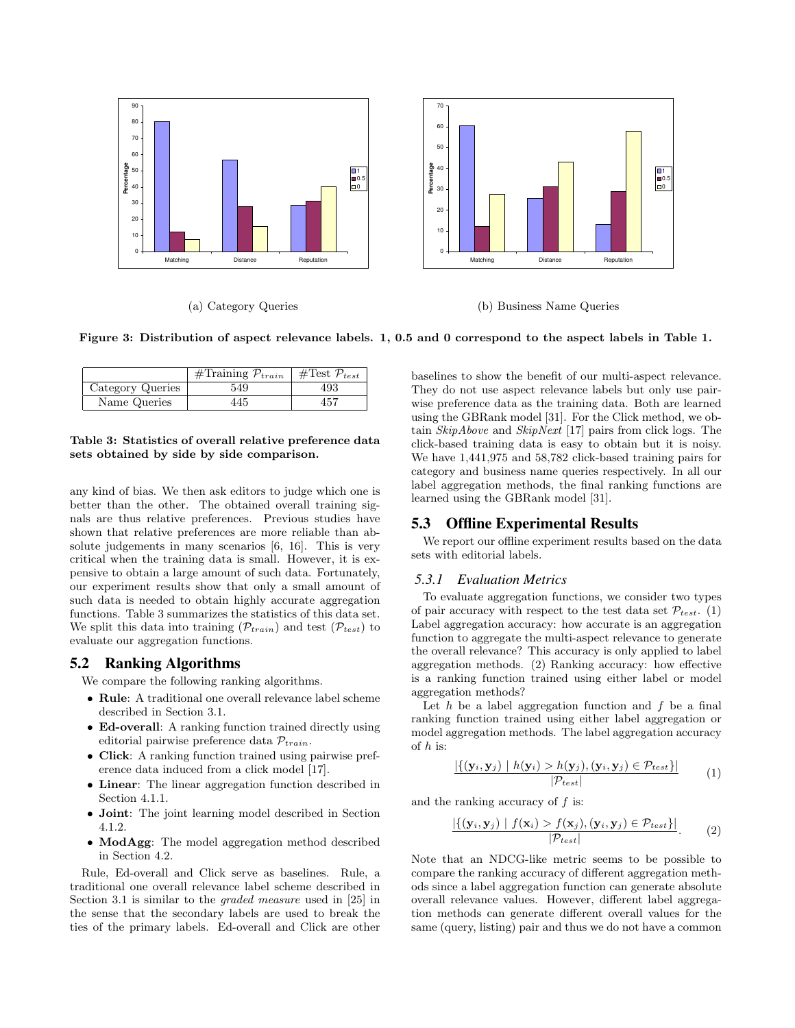(a) Category Queries

(b) Business Name Queries

**Figure 3: Distribution of aspect relevance labels. 1, 0.5 and 0 correspond to the aspect labels in Table 1.**

| | #Training $\mathcal{P}_{train}$ | #Test $\mathcal{P}_{test}$ |
|---|---|---|
| Category Queries | 549 | 493 |
| Name Queries | 445 | 457 |

**Table 3: Statistics of overall relative preference data sets obtained by side by side comparison.**

any kind of bias. We then ask editors to judge which one is better than the other. The obtained overall training signals are thus relative preferences. Previous studies have shown that relative preferences are more reliable than absolute judgements in many scenarios [6, 16]. This is very critical when the training data is small. However, it is expensive to obtain a large amount of such data. Fortunately, our experiment results show that only a small amount of such data is needed to obtain highly accurate aggregation functions. Table 3 summarizes the statistics of this data set. We split this data into training ($\mathcal{P}_{train}$) and test ($\mathcal{P}_{test}$) to evaluate our aggregation functions.

## 5.2 Ranking Algorithms

We compare the following ranking algorithms.

- **Rule**: A traditional one overall relevance label scheme described in Section 3.1.
- **Ed-overall**: A ranking function trained directly using editorial pairwise preference data $\mathcal{P}_{train}$.
- **Click**: A ranking function trained using pairwise preference data induced from a click model [17].
- **Linear**: The linear aggregation function described in Section 4.1.1.
- **Joint**: The joint learning model described in Section 4.1.2.
- **ModAgg**: The model aggregation method described in Section 4.2.

Rule, Ed-overall and Click serve as baselines. Rule, a traditional one overall relevance label scheme described in Section 3.1 is similar to the *graded measure* used in [25] in the sense that the secondary labels are used to break the ties of the primary labels. Ed-overall and Click are other baselines to show the benefit of our multi-aspect relevance. They do not use aspect relevance labels but only use pairwise preference data as the training data. Both are learned using the GBRank model [31]. For the Click method, we obtain *SkipAbove* and *SkipNext* [17] pairs from click logs. The click-based training data is easy to obtain but it is noisy. We have 1,441,975 and 58,782 click-based training pairs for category and business name queries respectively. In all our label aggregation methods, the final ranking functions are learned using the GBRank model [31].

## 5.3 Offline Experimental Results

We report our offline experiment results based on the data sets with editorial labels.

### 5.3.1 Evaluation Metrics

To evaluate aggregation functions, we consider two types of pair accuracy with respect to the test data set $\mathcal{P}_{test}$. (1) Label aggregation accuracy: how accurate is an aggregation function to aggregate the multi-aspect relevance to generate the overall relevance? This accuracy is only applied to label aggregation methods. (2) Ranking accuracy: how effective is a ranking function trained using either label or model aggregation methods?

Let $h$ be a label aggregation function and $f$ be a final ranking function trained using either label aggregation or model aggregation methods. The label aggregation accuracy of $h$ is:

$$\frac{|\{(\mathbf{y}_i, \mathbf{y}_j) \mid h(\mathbf{y}_i) > h(\mathbf{y}_j), (\mathbf{y}_i, \mathbf{y}_j) \in \mathcal{P}_{test}\}|}{|\mathcal{P}_{test}|} \quad (1)$$

and the ranking accuracy of $f$ is:

$$\frac{|\{(\mathbf{y}_i, \mathbf{y}_j) \mid f(\mathbf{x}_i) > f(\mathbf{x}_j), (\mathbf{y}_i, \mathbf{y}_j) \in \mathcal{P}_{test}\}|}{|\mathcal{P}_{test}|}. \quad (2)$$

Note that an NDCG-like metric seems to be possible to compare the ranking accuracy of different aggregation methods since a label aggregation function can generate absolute overall relevance values. However, different label aggregation methods can generate different overall values for the same (query, listing) pair and thus we do not have a common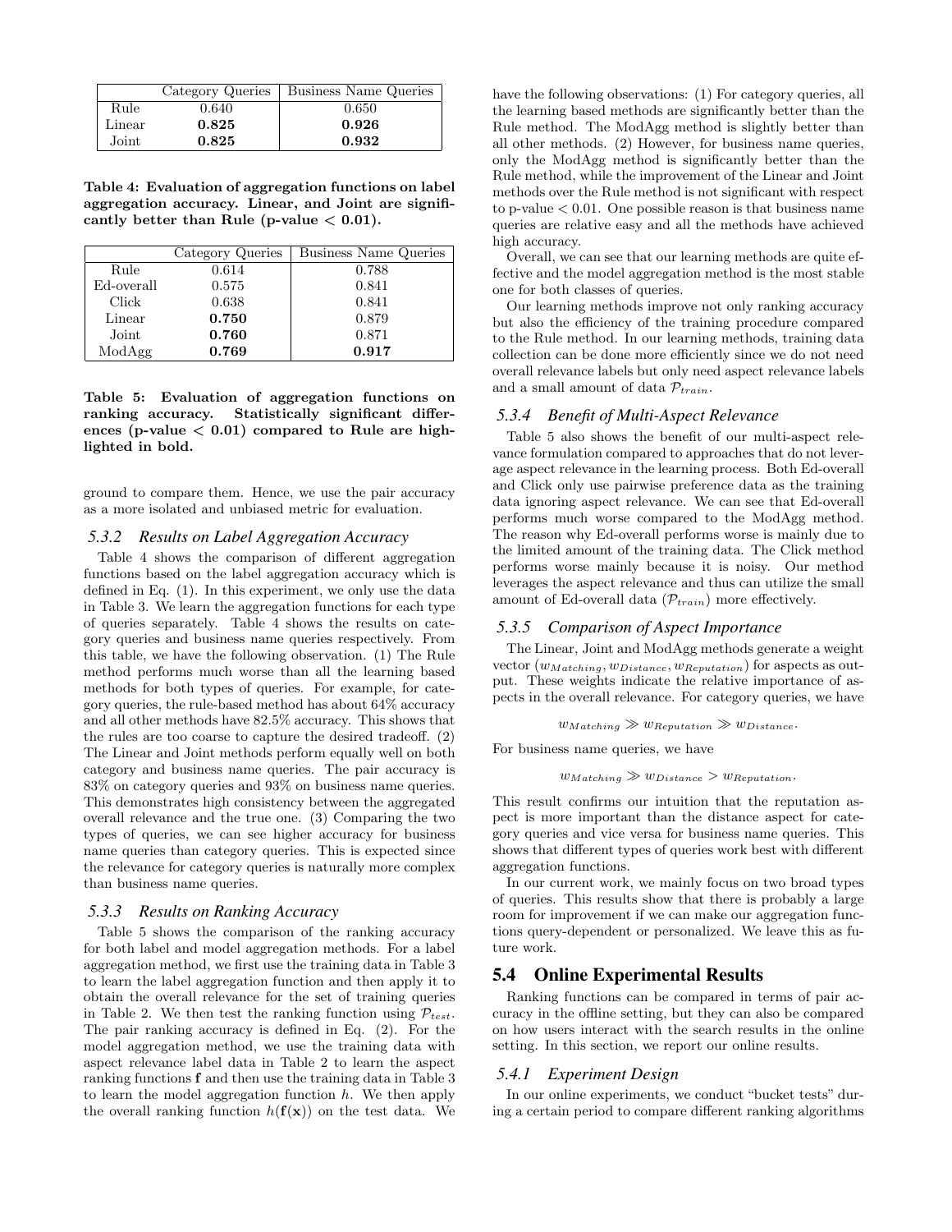|  | Category Queries | Business Name Queries |
|---|---|---|
| Rule | 0.640 | 0.650 |
| Linear | **0.825** | **0.926** |
| Joint | **0.825** | **0.932** |

**Table 4: Evaluation of aggregation functions on label aggregation accuracy. Linear, and Joint are significantly better than Rule (p-value < 0.01).**

|  | Category Queries | Business Name Queries |
|---|---|---|
| Rule | 0.614 | 0.788 |
| Ed-overall | 0.575 | 0.841 |
| Click | 0.638 | 0.841 |
| Linear | **0.750** | 0.879 |
| Joint | **0.760** | 0.871 |
| ModAgg | **0.769** | **0.917** |

**Table 5: Evaluation of aggregation functions on ranking accuracy. Statistically significant differences (p-value < 0.01) compared to Rule are highlighted in bold.**

ground to compare them. Hence, we use the pair accuracy as a more isolated and unbiased metric for evaluation.

### *5.3.2 Results on Label Aggregation Accuracy*

Table 4 shows the comparison of different aggregation functions based on the label aggregation accuracy which is defined in Eq. (1). In this experiment, we only use the data in Table 3. We learn the aggregation functions for each type of queries separately. Table 4 shows the results on category queries and business name queries respectively. From this table, we have the following observation. (1) The Rule method performs much worse than all the learning based methods for both types of queries. For example, for category queries, the rule-based method has about 64% accuracy and all other methods have 82.5% accuracy. This shows that the rules are too coarse to capture the desired tradeoff. (2) The Linear and Joint methods perform equally well on both category and business name queries. The pair accuracy is 83% on category queries and 93% on business name queries. This demonstrates high consistency between the aggregated overall relevance and the true one. (3) Comparing the two types of queries, we can see higher accuracy for business name queries than category queries. This is expected since the relevance for category queries is naturally more complex than business name queries.

### *5.3.3 Results on Ranking Accuracy*

Table 5 shows the comparison of the ranking accuracy for both label and model aggregation methods. For a label aggregation method, we first use the training data in Table 3 to learn the label aggregation function and then apply it to obtain the overall relevance for the set of training queries in Table 2. We then test the ranking function using $\mathcal{P}_{test}$. The pair ranking accuracy is defined in Eq. (2). For the model aggregation method, we use the training data with aspect relevance label data in Table 2 to learn the aspect ranking functions $\mathbf{f}$ and then use the training data in Table 3 to learn the model aggregation function $h$. We then apply the overall ranking function $h(\mathbf{f}(\mathbf{x}))$ on the test data. We have the following observations: (1) For category queries, all the learning based methods are significantly better than the Rule method. The ModAgg method is slightly better than all other methods. (2) However, for business name queries, only the ModAgg method is significantly better than the Rule method, while the improvement of the Linear and Joint methods over the Rule method is not significant with respect to p-value < 0.01. One possible reason is that business name queries are relative easy and all the methods have achieved high accuracy.

Overall, we can see that our learning methods are quite effective and the model aggregation method is the most stable one for both classes of queries.

Our learning methods improve not only ranking accuracy but also the efficiency of the training procedure compared to the Rule method. In our learning methods, training data collection can be done more efficiently since we do not need overall relevance labels but only need aspect relevance labels and a small amount of data $\mathcal{P}_{train}$.

### *5.3.4 Benefit of Multi-Aspect Relevance*

Table 5 also shows the benefit of our multi-aspect relevance formulation compared to approaches that do not leverage aspect relevance in the learning process. Both Ed-overall and Click only use pairwise preference data as the training data ignoring aspect relevance. We can see that Ed-overall performs much worse compared to the ModAgg method. The reason why Ed-overall performs worse is mainly due to the limited amount of the training data. The Click method performs worse mainly because it is noisy. Our method leverages the aspect relevance and thus can utilize the small amount of Ed-overall data ($\mathcal{P}_{train}$) more effectively.

### *5.3.5 Comparison of Aspect Importance*

The Linear, Joint and ModAgg methods generate a weight vector $(w_{Matching}, w_{Distance}, w_{Reputation})$ for aspects as output. These weights indicate the relative importance of aspects in the overall relevance. For category queries, we have

$$w_{Matching} \gg w_{Reputation} \gg w_{Distance}.$$

For business name queries, we have

$$w_{Matching} \gg w_{Distance} > w_{Reputation}.$$

This result confirms our intuition that the reputation aspect is more important than the distance aspect for category queries and vice versa for business name queries. This shows that different types of queries work best with different aggregation functions.

In our current work, we mainly focus on two broad types of queries. This results show that there is probably a large room for improvement if we can make our aggregation functions query-dependent or personalized. We leave this as future work.

## 5.4 Online Experimental Results

Ranking functions can be compared in terms of pair accuracy in the offline setting, but they can also be compared on how users interact with the search results in the online setting. In this section, we report our online results.

### *5.4.1 Experiment Design*

In our online experiments, we conduct "bucket tests" during a certain period to compare different ranking algorithms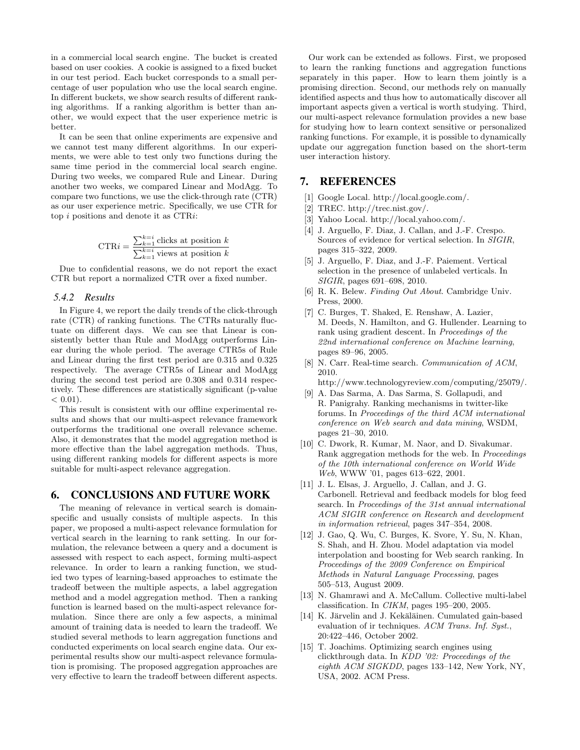in a commercial local search engine. The bucket is created based on user cookies. A cookie is assigned to a fixed bucket in our test period. Each bucket corresponds to a small percentage of user population who use the local search engine. In different buckets, we show search results of different ranking algorithms. If a ranking algorithm is better than another, we would expect that the user experience metric is better.

It can be seen that online experiments are expensive and we cannot test many different algorithms. In our experiments, we were able to test only two functions during the same time period in the commercial local search engine. During two weeks, we compared Rule and Linear. During another two weeks, we compared Linear and ModAgg. To compare two functions, we use the click-through rate (CTR) as our user experience metric. Specifically, we use CTR for top $i$ positions and denote it as CTR$i$:

$$\text{CTR}i = \frac{\sum_{k=1}^{k=i} \text{clicks at position } k}{\sum_{k=1}^{k=i} \text{views at position } k}$$

Due to confidential reasons, we do not report the exact CTR but report a normalized CTR over a fixed number.

#### 5.4.2 Results

In Figure 4, we report the daily trends of the click-through rate (CTR) of ranking functions. The CTRs naturally fluctuate on different days. We can see that Linear is consistently better than Rule and ModAgg outperforms Linear during the whole period. The average CTR5s of Rule and Linear during the first test period are 0.315 and 0.325 respectively. The average CTR5s of Linear and ModAgg during the second test period are 0.308 and 0.314 respectively. These differences are statistically significant (p-value $< 0.01$).

This result is consistent with our offline experimental results and shows that our multi-aspect relevance framework outperforms the traditional one overall relevance scheme. Also, it demonstrates that the model aggregation method is more effective than the label aggregation methods. Thus, using different ranking models for different aspects is more suitable for multi-aspect relevance aggregation.

## 6. CONCLUSIONS AND FUTURE WORK

The meaning of relevance in vertical search is domain-specific and usually consists of multiple aspects. In this paper, we proposed a multi-aspect relevance formulation for vertical search in the learning to rank setting. In our formulation, the relevance between a query and a document is assessed with respect to each aspect, forming multi-aspect relevance. In order to learn a ranking function, we studied two types of learning-based approaches to estimate the tradeoff between the multiple aspects, a label aggregation method and a model aggregation method. Then a ranking function is learned based on the multi-aspect relevance formulation. Since there are only a few aspects, a minimal amount of training data is needed to learn the tradeoff. We studied several methods to learn aggregation functions and conducted experiments on local search engine data. Our experimental results show our multi-aspect relevance formulation is promising. The proposed aggregation approaches are very effective to learn the tradeoff between different aspects.

Our work can be extended as follows. First, we proposed to learn the ranking functions and aggregation functions separately in this paper. How to learn them jointly is a promising direction. Second, our methods rely on manually identified aspects and thus how to automatically discover all important aspects given a vertical is worth studying. Third, our multi-aspect relevance formulation provides a new base for studying how to learn context sensitive or personalized ranking functions. For example, it is possible to dynamically update our aggregation function based on the short-term user interaction history.

## 7. REFERENCES

[1] Google Local. http://local.google.com/.

[2] TREC. http://trec.nist.gov/.

[3] Yahoo Local. http://local.yahoo.com/.

[4] J. Arguello, F. Diaz, J. Callan, and J.-F. Crespo. Sources of evidence for vertical selection. In *SIGIR*, pages 315–322, 2009.

[5] J. Arguello, F. Diaz, and J.-F. Paiement. Vertical selection in the presence of unlabeled verticals. In *SIGIR*, pages 691–698, 2010.

[6] R. K. Belew. *Finding Out About*. Cambridge Univ. Press, 2000.

[7] C. Burges, T. Shaked, E. Renshaw, A. Lazier, M. Deeds, N. Hamilton, and G. Hullender. Learning to rank using gradient descent. In *Proceedings of the 22nd international conference on Machine learning*, pages 89–96, 2005.

[8] N. Carr. Real-time search. *Communication of ACM*, 2010. http://www.technologyreview.com/computing/25079/.

[9] A. Das Sarma, A. Das Sarma, S. Gollapudi, and R. Panigrahy. Ranking mechanisms in twitter-like forums. In *Proceedings of the third ACM international conference on Web search and data mining*, WSDM, pages 21–30, 2010.

[10] C. Dwork, R. Kumar, M. Naor, and D. Sivakumar. Rank aggregation methods for the web. In *Proceedings of the 10th international conference on World Wide Web*, WWW '01, pages 613–622, 2001.

[11] J. L. Elsas, J. Arguello, J. Callan, and J. G. Carbonell. Retrieval and feedback models for blog feed search. In *Proceedings of the 31st annual international ACM SIGIR conference on Research and development in information retrieval*, pages 347–354, 2008.

[12] J. Gao, Q. Wu, C. Burges, K. Svore, Y. Su, N. Khan, S. Shah, and H. Zhou. Model adaptation via model interpolation and boosting for Web search ranking. In *Proceedings of the 2009 Conference on Empirical Methods in Natural Language Processing*, pages 505–513, August 2009.

[13] N. Ghamrawi and A. McCallum. Collective multi-label classification. In *CIKM*, pages 195–200, 2005.

[14] K. Järvelin and J. Kekäläinen. Cumulated gain-based evaluation of ir techniques. *ACM Trans. Inf. Syst.*, 20:422–446, October 2002.

[15] T. Joachims. Optimizing search engines using clickthrough data. In *KDD '02: Proceedings of the eighth ACM SIGKDD*, pages 133–142, New York, NY, USA, 2002. ACM Press.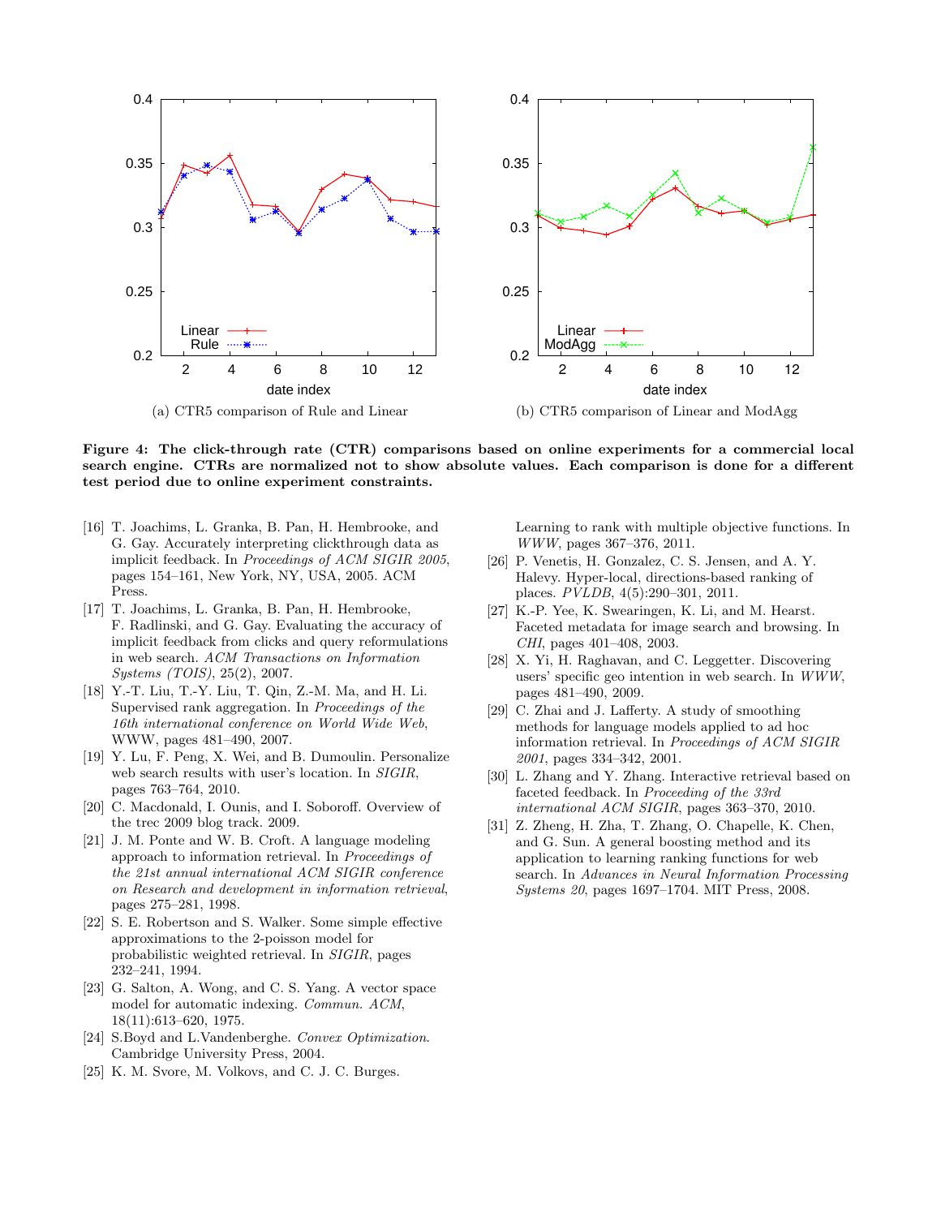0.4
0.35
0.3
0.25
0.2
2 4 6 8 10 12
date index
Linear
Rule

(a) CTR5 comparison of Rule and Linear

0.4
0.35
0.3
0.25
0.2
2 4 6 8 10 12
date index
Linear
ModAgg

(b) CTR5 comparison of Linear and ModAgg

**Figure 4: The click-through rate (CTR) comparisons based on online experiments for a commercial local search engine. CTRs are normalized not to show absolute values. Each comparison is done for a different test period due to online experiment constraints.**

[16] T. Joachims, L. Granka, B. Pan, H. Hembrooke, and G. Gay. Accurately interpreting clickthrough data as implicit feedback. In *Proceedings of ACM SIGIR 2005*, pages 154–161, New York, NY, USA, 2005. ACM Press.

[17] T. Joachims, L. Granka, B. Pan, H. Hembrooke, F. Radlinski, and G. Gay. Evaluating the accuracy of implicit feedback from clicks and query reformulations in web search. *ACM Transactions on Information Systems (TOIS)*, 25(2), 2007.

[18] Y.-T. Liu, T.-Y. Liu, T. Qin, Z.-M. Ma, and H. Li. Supervised rank aggregation. In *Proceedings of the 16th international conference on World Wide Web*, WWW, pages 481–490, 2007.

[19] Y. Lu, F. Peng, X. Wei, and B. Dumoulin. Personalize web search results with user's location. In *SIGIR*, pages 763–764, 2010.

[20] C. Macdonald, I. Ounis, and I. Soboroff. Overview of the trec 2009 blog track. 2009.

[21] J. M. Ponte and W. B. Croft. A language modeling approach to information retrieval. In *Proceedings of the 21st annual international ACM SIGIR conference on Research and development in information retrieval*, pages 275–281, 1998.

[22] S. E. Robertson and S. Walker. Some simple effective approximations to the 2-poisson model for probabilistic weighted retrieval. In *SIGIR*, pages 232–241, 1994.

[23] G. Salton, A. Wong, and C. S. Yang. A vector space model for automatic indexing. *Commun. ACM*, 18(11):613–620, 1975.

[24] S.Boyd and L.Vandenberghe. *Convex Optimization*. Cambridge University Press, 2004.

[25] K. M. Svore, M. Volkovs, and C. J. C. Burges. Learning to rank with multiple objective functions. In *WWW*, pages 367–376, 2011.

[26] P. Venetis, H. Gonzalez, C. S. Jensen, and A. Y. Halevy. Hyper-local, directions-based ranking of places. *PVLDB*, 4(5):290–301, 2011.

[27] K.-P. Yee, K. Swearingen, K. Li, and M. Hearst. Faceted metadata for image search and browsing. In *CHI*, pages 401–408, 2003.

[28] X. Yi, H. Raghavan, and C. Leggetter. Discovering users' specific geo intention in web search. In *WWW*, pages 481–490, 2009.

[29] C. Zhai and J. Lafferty. A study of smoothing methods for language models applied to ad hoc information retrieval. In *Proceedings of ACM SIGIR 2001*, pages 334–342, 2001.

[30] L. Zhang and Y. Zhang. Interactive retrieval based on faceted feedback. In *Proceeding of the 33rd international ACM SIGIR*, pages 363–370, 2010.

[31] Z. Zheng, H. Zha, T. Zhang, O. Chapelle, K. Chen, and G. Sun. A general boosting method and its application to learning ranking functions for web search. In *Advances in Neural Information Processing Systems 20*, pages 1697–1704. MIT Press, 2008.